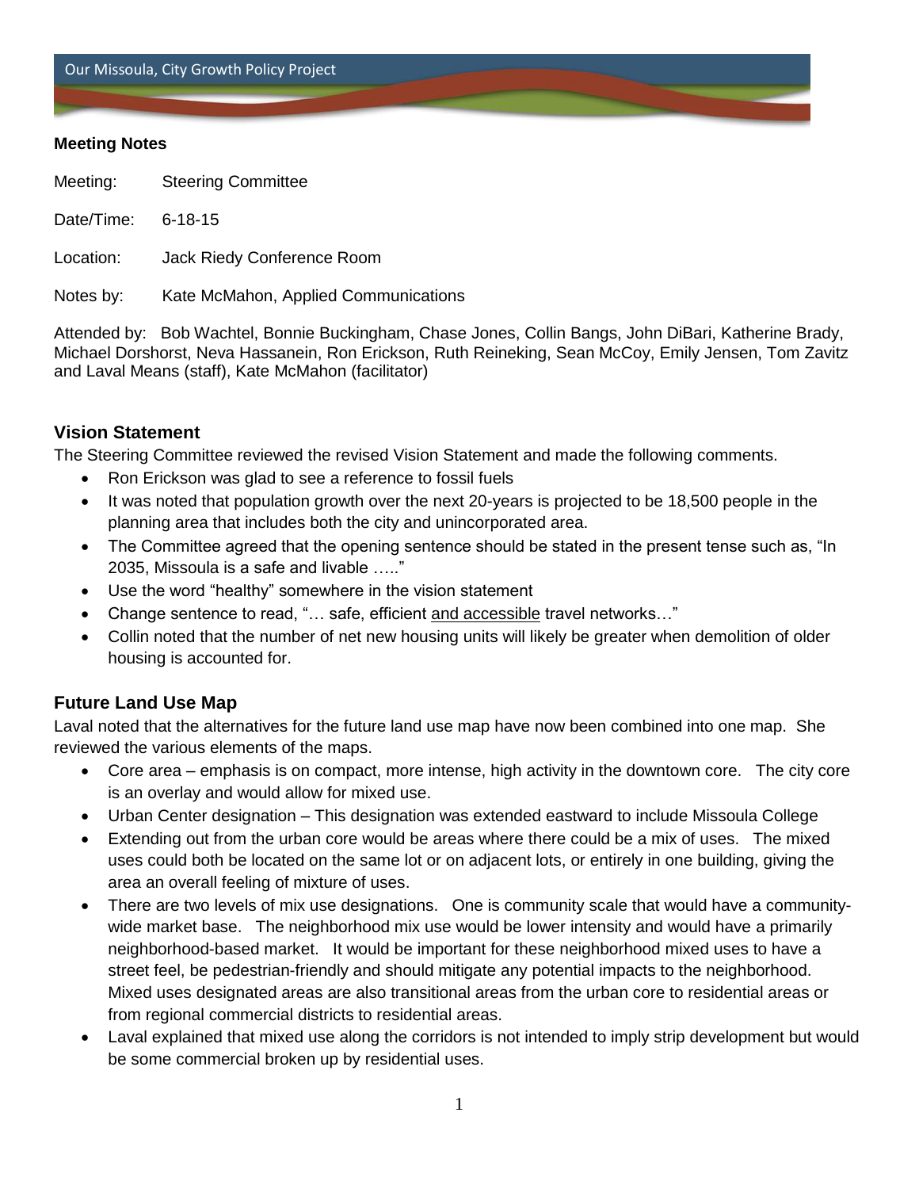Our Missoula, City Growth Policy Project

**Meeting Notes**

Meeting: Steering Committee

Date/Time: 6-18-15

Location: Jack Riedy Conference Room

Notes by: Kate McMahon, Applied Communications

Attended by: Bob Wachtel, Bonnie Buckingham, Chase Jones, Collin Bangs, John DiBari, Katherine Brady, Michael Dorshorst, Neva Hassanein, Ron Erickson, Ruth Reineking, Sean McCoy, Emily Jensen, Tom Zavitz and Laval Means (staff), Kate McMahon (facilitator)

## Vision Statement

The Steering Committee reviewed the revised Vision Statement and made the following comments.

- Ron Erickson was glad to see a reference to fossil fuels
- It was noted that population growth over the next 20-years is projected to be 18,500 people in the planning area that includes both the city and unincorporated area.
- The Committee agreed that the opening sentence should be stated in the present tense such as, "In 2035, Missoula is a safe and livable ….."
- Use the word "healthy" somewhere in the vision statement
- Change sentence to read, "… safe, efficient <u>and accessible</u> travel networks…"
- Collin noted that the number of net new housing units will likely be greater when demolition of older housing is accounted for.

## Future Land Use Map

Laval noted that the alternatives for the future land use map have now been combined into one map. She reviewed the various elements of the maps.

- Core area – emphasis is on compact, more intense, high activity in the downtown core. The city core is an overlay and would allow for mixed use.
- Urban Center designation – This designation was extended eastward to include Missoula College
- Extending out from the urban core would be areas where there could be a mix of uses. The mixed uses could both be located on the same lot or on adjacent lots, or entirely in one building, giving the area an overall feeling of mixture of uses.
- There are two levels of mix use designations. One is community scale that would have a community-wide market base. The neighborhood mix use would be lower intensity and would have a primarily neighborhood-based market. It would be important for these neighborhood mixed uses to have a street feel, be pedestrian-friendly and should mitigate any potential impacts to the neighborhood. Mixed uses designated areas are also transitional areas from the urban core to residential areas or from regional commercial districts to residential areas.
- Laval explained that mixed use along the corridors is not intended to imply strip development but would be some commercial broken up by residential uses.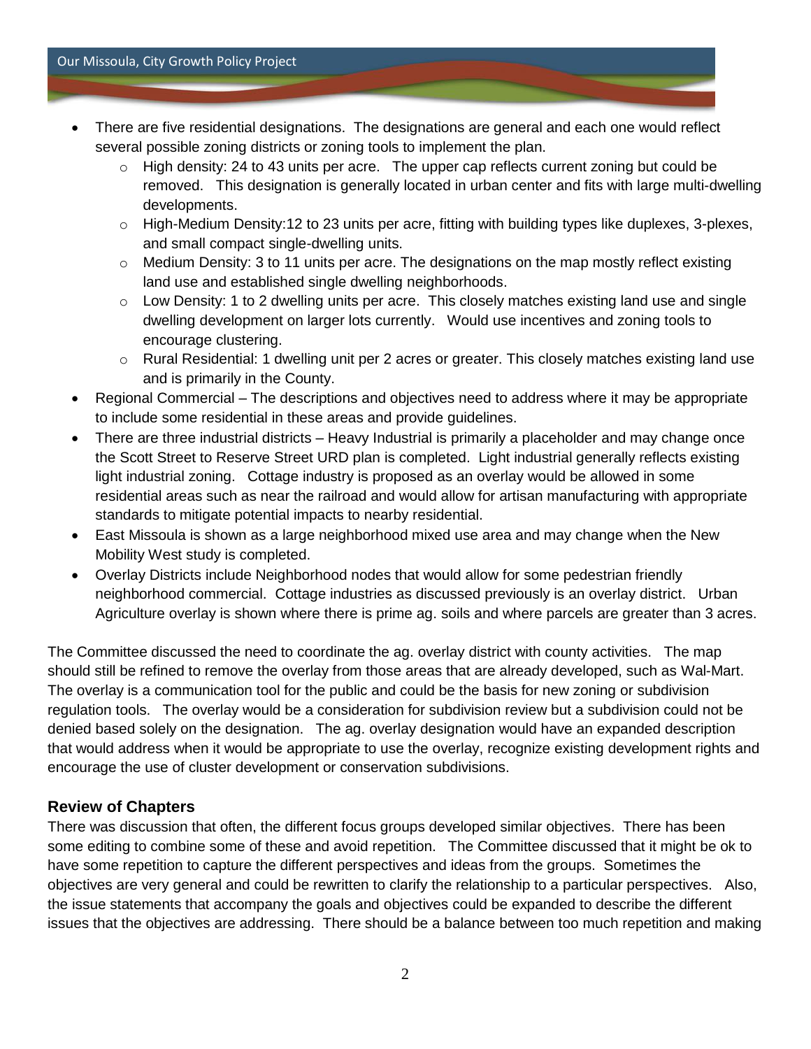- There are five residential designations. The designations are general and each one would reflect several possible zoning districts or zoning tools to implement the plan.
  - High density: 24 to 43 units per acre. The upper cap reflects current zoning but could be removed. This designation is generally located in urban center and fits with large multi-dwelling developments.
  - High-Medium Density:12 to 23 units per acre, fitting with building types like duplexes, 3-plexes, and small compact single-dwelling units.
  - Medium Density: 3 to 11 units per acre. The designations on the map mostly reflect existing land use and established single dwelling neighborhoods.
  - Low Density: 1 to 2 dwelling units per acre. This closely matches existing land use and single dwelling development on larger lots currently. Would use incentives and zoning tools to encourage clustering.
  - Rural Residential: 1 dwelling unit per 2 acres or greater. This closely matches existing land use and is primarily in the County.
- Regional Commercial – The descriptions and objectives need to address where it may be appropriate to include some residential in these areas and provide guidelines.
- There are three industrial districts – Heavy Industrial is primarily a placeholder and may change once the Scott Street to Reserve Street URD plan is completed. Light industrial generally reflects existing light industrial zoning. Cottage industry is proposed as an overlay would be allowed in some residential areas such as near the railroad and would allow for artisan manufacturing with appropriate standards to mitigate potential impacts to nearby residential.
- East Missoula is shown as a large neighborhood mixed use area and may change when the New Mobility West study is completed.
- Overlay Districts include Neighborhood nodes that would allow for some pedestrian friendly neighborhood commercial. Cottage industries as discussed previously is an overlay district. Urban Agriculture overlay is shown where there is prime ag. soils and where parcels are greater than 3 acres.

The Committee discussed the need to coordinate the ag. overlay district with county activities. The map should still be refined to remove the overlay from those areas that are already developed, such as Wal-Mart. The overlay is a communication tool for the public and could be the basis for new zoning or subdivision regulation tools. The overlay would be a consideration for subdivision review but a subdivision could not be denied based solely on the designation. The ag. overlay designation would have an expanded description that would address when it would be appropriate to use the overlay, recognize existing development rights and encourage the use of cluster development or conservation subdivisions.

### Review of Chapters

There was discussion that often, the different focus groups developed similar objectives. There has been some editing to combine some of these and avoid repetition. The Committee discussed that it might be ok to have some repetition to capture the different perspectives and ideas from the groups. Sometimes the objectives are very general and could be rewritten to clarify the relationship to a particular perspectives. Also, the issue statements that accompany the goals and objectives could be expanded to describe the different issues that the objectives are addressing. There should be a balance between too much repetition and making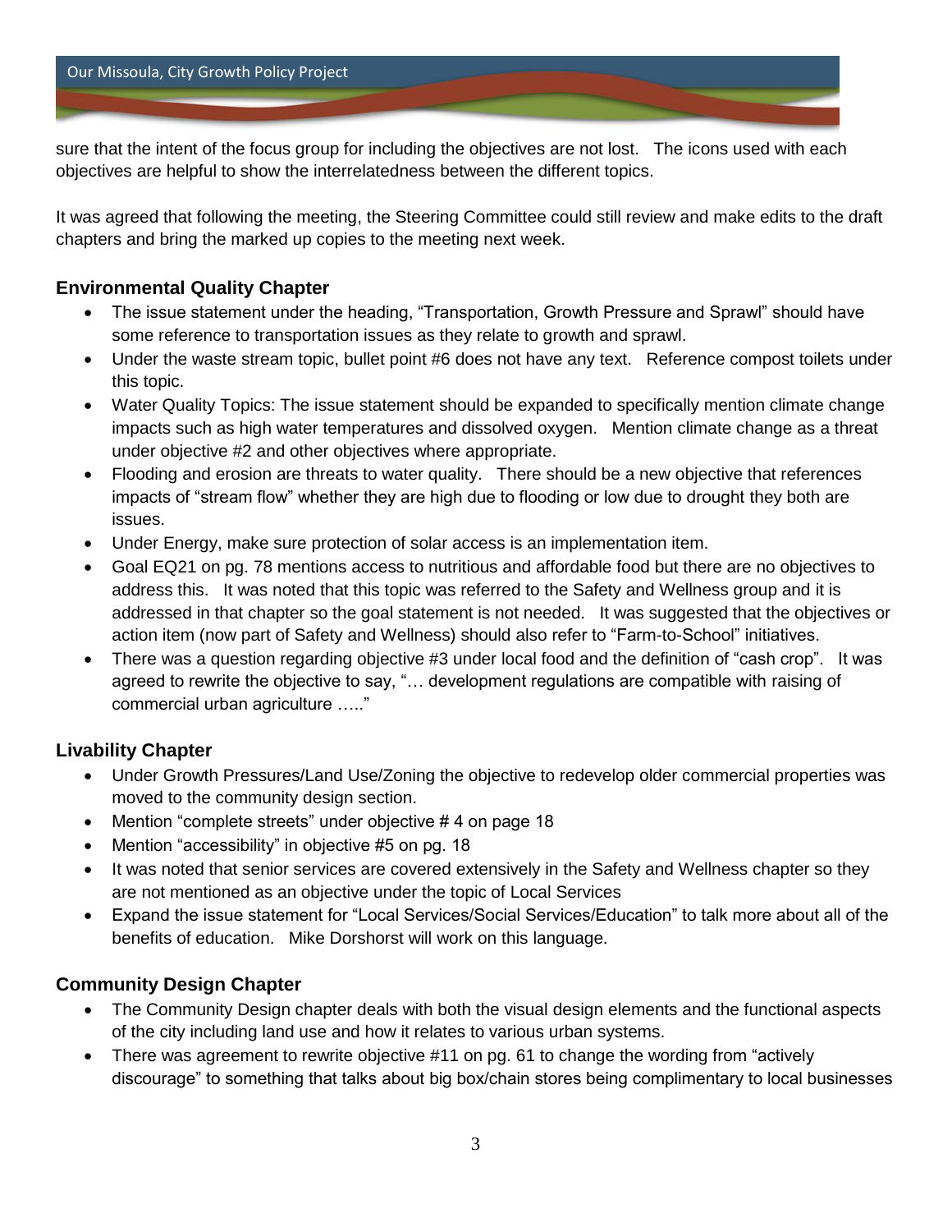sure that the intent of the focus group for including the objectives are not lost. The icons used with each objectives are helpful to show the interrelatedness between the different topics.

It was agreed that following the meeting, the Steering Committee could still review and make edits to the draft chapters and bring the marked up copies to the meeting next week.

### Environmental Quality Chapter

- The issue statement under the heading, "Transportation, Growth Pressure and Sprawl" should have some reference to transportation issues as they relate to growth and sprawl.
- Under the waste stream topic, bullet point #6 does not have any text. Reference compost toilets under this topic.
- Water Quality Topics: The issue statement should be expanded to specifically mention climate change impacts such as high water temperatures and dissolved oxygen. Mention climate change as a threat under objective #2 and other objectives where appropriate.
- Flooding and erosion are threats to water quality. There should be a new objective that references impacts of "stream flow" whether they are high due to flooding or low due to drought they both are issues.
- Under Energy, make sure protection of solar access is an implementation item.
- Goal EQ21 on pg. 78 mentions access to nutritious and affordable food but there are no objectives to address this. It was noted that this topic was referred to the Safety and Wellness group and it is addressed in that chapter so the goal statement is not needed. It was suggested that the objectives or action item (now part of Safety and Wellness) should also refer to "Farm-to-School" initiatives.
- There was a question regarding objective #3 under local food and the definition of "cash crop". It was agreed to rewrite the objective to say, "… development regulations are compatible with raising of commercial urban agriculture ….."

### Livability Chapter

- Under Growth Pressures/Land Use/Zoning the objective to redevelop older commercial properties was moved to the community design section.
- Mention "complete streets" under objective # 4 on page 18
- Mention "accessibility" in objective #5 on pg. 18
- It was noted that senior services are covered extensively in the Safety and Wellness chapter so they are not mentioned as an objective under the topic of Local Services
- Expand the issue statement for "Local Services/Social Services/Education" to talk more about all of the benefits of education. Mike Dorshorst will work on this language.

### Community Design Chapter

- The Community Design chapter deals with both the visual design elements and the functional aspects of the city including land use and how it relates to various urban systems.
- There was agreement to rewrite objective #11 on pg. 61 to change the wording from "actively discourage" to something that talks about big box/chain stores being complimentary to local businesses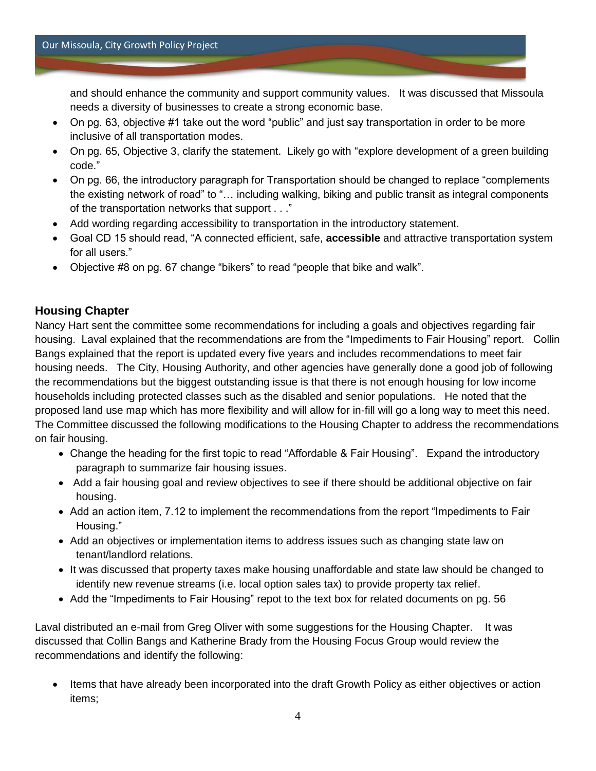and should enhance the community and support community values. It was discussed that Missoula needs a diversity of businesses to create a strong economic base.

- On pg. 63, objective #1 take out the word "public" and just say transportation in order to be more inclusive of all transportation modes.
- On pg. 65, Objective 3, clarify the statement. Likely go with "explore development of a green building code."
- On pg. 66, the introductory paragraph for Transportation should be changed to replace "complements the existing network of road" to "… including walking, biking and public transit as integral components of the transportation networks that support . . ."
- Add wording regarding accessibility to transportation in the introductory statement.
- Goal CD 15 should read, "A connected efficient, safe, **accessible** and attractive transportation system for all users."
- Objective #8 on pg. 67 change "bikers" to read "people that bike and walk".

## Housing Chapter

Nancy Hart sent the committee some recommendations for including a goals and objectives regarding fair housing. Laval explained that the recommendations are from the "Impediments to Fair Housing" report. Collin Bangs explained that the report is updated every five years and includes recommendations to meet fair housing needs. The City, Housing Authority, and other agencies have generally done a good job of following the recommendations but the biggest outstanding issue is that there is not enough housing for low income households including protected classes such as the disabled and senior populations. He noted that the proposed land use map which has more flexibility and will allow for in-fill will go a long way to meet this need. The Committee discussed the following modifications to the Housing Chapter to address the recommendations on fair housing.

- Change the heading for the first topic to read "Affordable & Fair Housing". Expand the introductory paragraph to summarize fair housing issues.
- Add a fair housing goal and review objectives to see if there should be additional objective on fair housing.
- Add an action item, 7.12 to implement the recommendations from the report "Impediments to Fair Housing."
- Add an objectives or implementation items to address issues such as changing state law on tenant/landlord relations.
- It was discussed that property taxes make housing unaffordable and state law should be changed to identify new revenue streams (i.e. local option sales tax) to provide property tax relief.
- Add the "Impediments to Fair Housing" repot to the text box for related documents on pg. 56

Laval distributed an e-mail from Greg Oliver with some suggestions for the Housing Chapter. It was discussed that Collin Bangs and Katherine Brady from the Housing Focus Group would review the recommendations and identify the following:

- Items that have already been incorporated into the draft Growth Policy as either objectives or action items;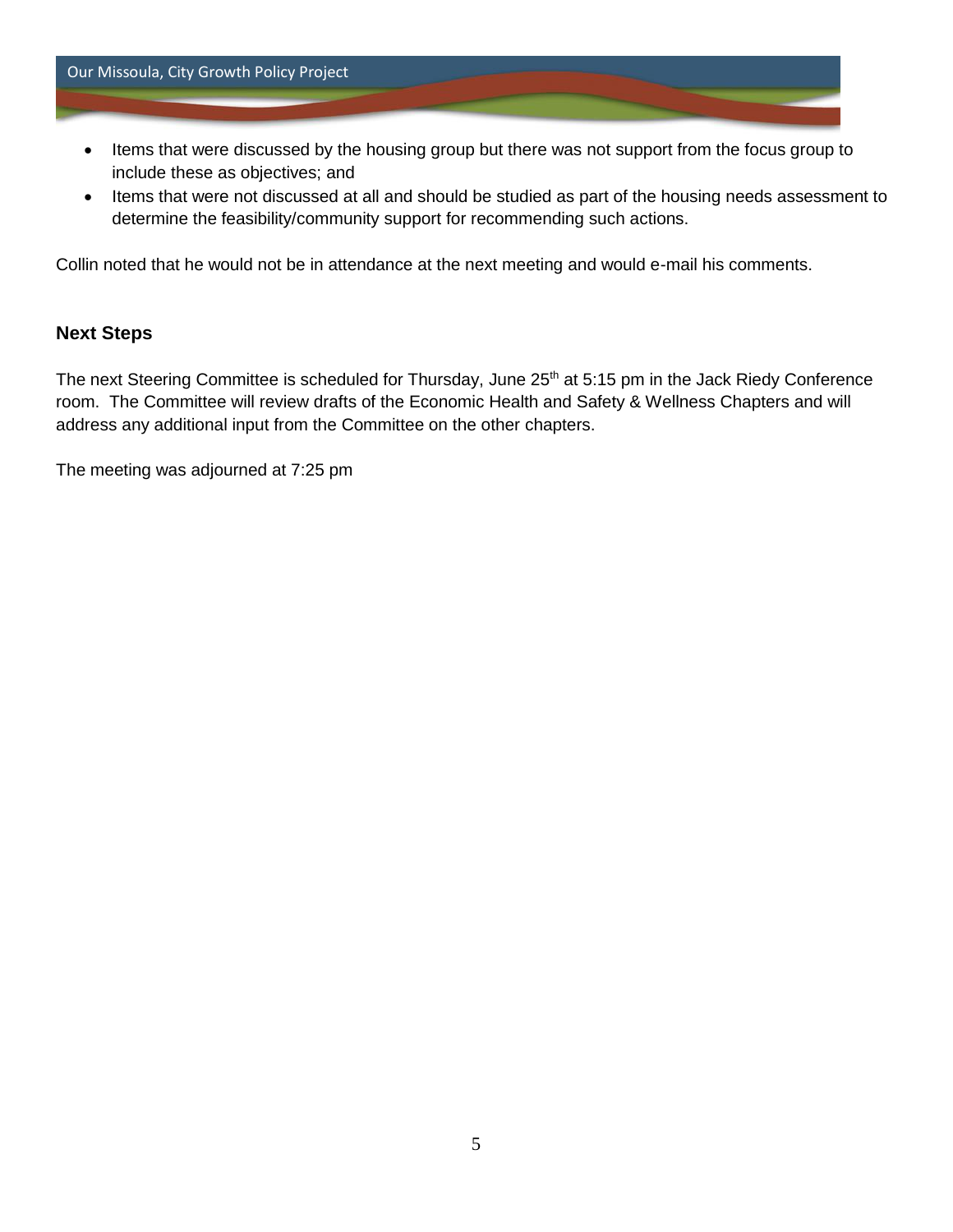- Items that were discussed by the housing group but there was not support from the focus group to include these as objectives; and
- Items that were not discussed at all and should be studied as part of the housing needs assessment to determine the feasibility/community support for recommending such actions.

Collin noted that he would not be in attendance at the next meeting and would e-mail his comments.

### Next Steps

The next Steering Committee is scheduled for Thursday, June 25th at 5:15 pm in the Jack Riedy Conference room. The Committee will review drafts of the Economic Health and Safety & Wellness Chapters and will address any additional input from the Committee on the other chapters.

The meeting was adjourned at 7:25 pm